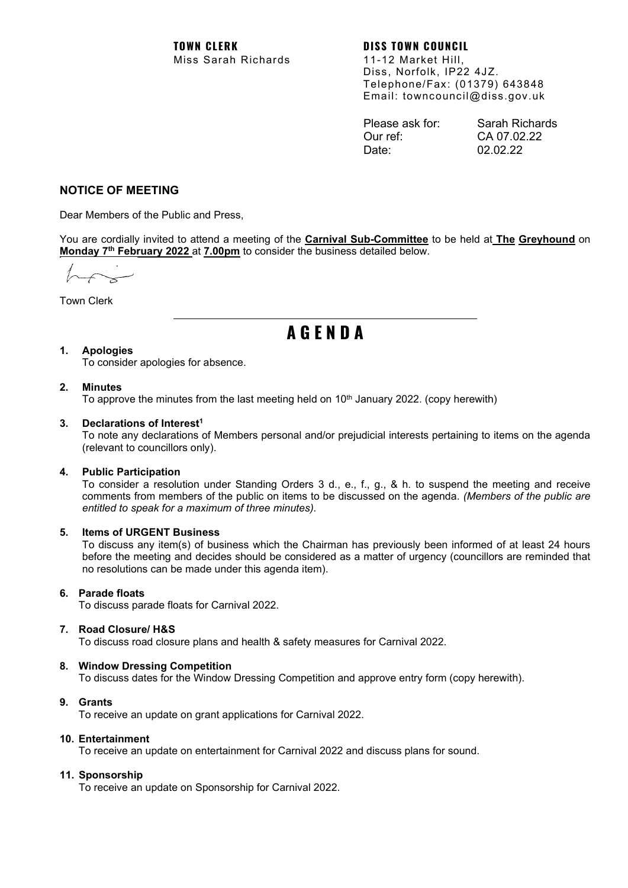**TOWN CLERK**
Miss Sarah Richards

**DISS TOWN COUNCIL**
11-12 Market Hill,
Diss, Norfolk, IP22 4JZ.
Telephone/Fax: (01379) 643848
Email: towncouncil@diss.gov.uk

Please ask for: Sarah Richards
Our ref: CA 07.02.22
Date: 02.02.22

## NOTICE OF MEETING

Dear Members of the Public and Press,

You are cordially invited to attend a meeting of the **Carnival Sub-Committee** to be held at **The Greyhound** on **Monday 7th February 2022** at **7.00pm** to consider the business detailed below.

Town Clerk

---

# A G E N D A

**1. Apologies**
To consider apologies for absence.

**2. Minutes**
To approve the minutes from the last meeting held on 10th January 2022. (copy herewith)

**3. Declarations of Interest[1]**
To note any declarations of Members personal and/or prejudicial interests pertaining to items on the agenda (relevant to councillors only).

**4. Public Participation**
To consider a resolution under Standing Orders 3 d., e., f., g., & h. to suspend the meeting and receive comments from members of the public on items to be discussed on the agenda. *(Members of the public are entitled to speak for a maximum of three minutes).*

**5. Items of URGENT Business**
To discuss any item(s) of business which the Chairman has previously been informed of at least 24 hours before the meeting and decides should be considered as a matter of urgency (councillors are reminded that no resolutions can be made under this agenda item).

**6. Parade floats**
To discuss parade floats for Carnival 2022.

**7. Road Closure/ H&S**
To discuss road closure plans and health & safety measures for Carnival 2022.

**8. Window Dressing Competition**
To discuss dates for the Window Dressing Competition and approve entry form (copy herewith).

**9. Grants**
To receive an update on grant applications for Carnival 2022.

**10. Entertainment**
To receive an update on entertainment for Carnival 2022 and discuss plans for sound.

**11. Sponsorship**
To receive an update on Sponsorship for Carnival 2022.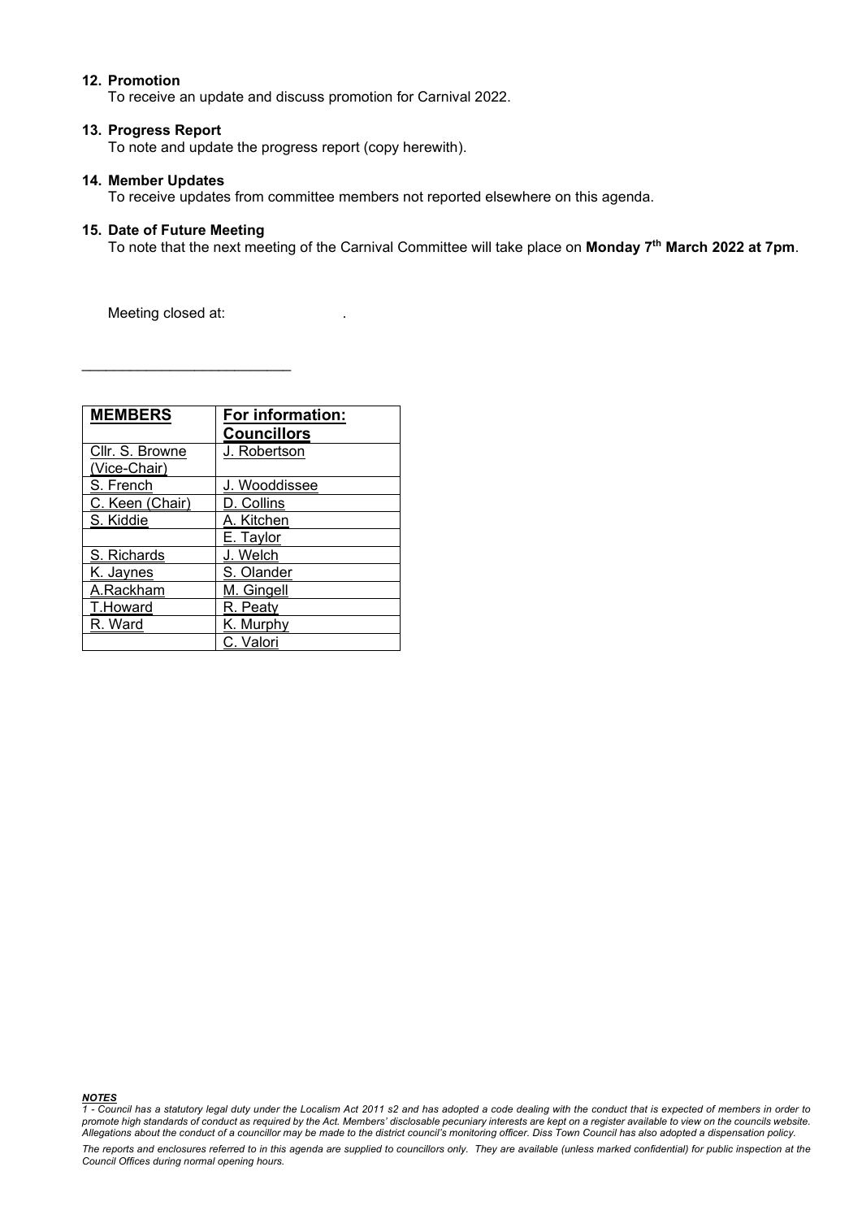**12. Promotion**

To receive an update and discuss promotion for Carnival 2022.

**13. Progress Report**

To note and update the progress report (copy herewith).

**14. Member Updates**

To receive updates from committee members not reported elsewhere on this agenda.

**15. Date of Future Meeting**

To note that the next meeting of the Carnival Committee will take place on **Monday 7th March 2022 at 7pm**.

Meeting closed at: .

___________________________

| MEMBERS | For information: Councillors |
|---|---|
| Cllr. S. Browne (Vice-Chair) | J. Robertson |
| S. French | J. Wooddissee |
| C. Keen (Chair) | D. Collins |
| S. Kiddie | A. Kitchen |
| | E. Taylor |
| S. Richards | J. Welch |
| K. Jaynes | S. Olander |
| A.Rackham | M. Gingell |
| T.Howard | R. Peaty |
| R. Ward | K. Murphy |
| | C. Valori |

***NOTES***

*1 - Council has a statutory legal duty under the Localism Act 2011 s2 and has adopted a code dealing with the conduct that is expected of members in order to promote high standards of conduct as required by the Act. Members' disclosable pecuniary interests are kept on a register available to view on the councils website. Allegations about the conduct of a councillor may be made to the district council's monitoring officer. Diss Town Council has also adopted a dispensation policy.*

*The reports and enclosures referred to in this agenda are supplied to councillors only. They are available (unless marked confidential) for public inspection at the Council Offices during normal opening hours.*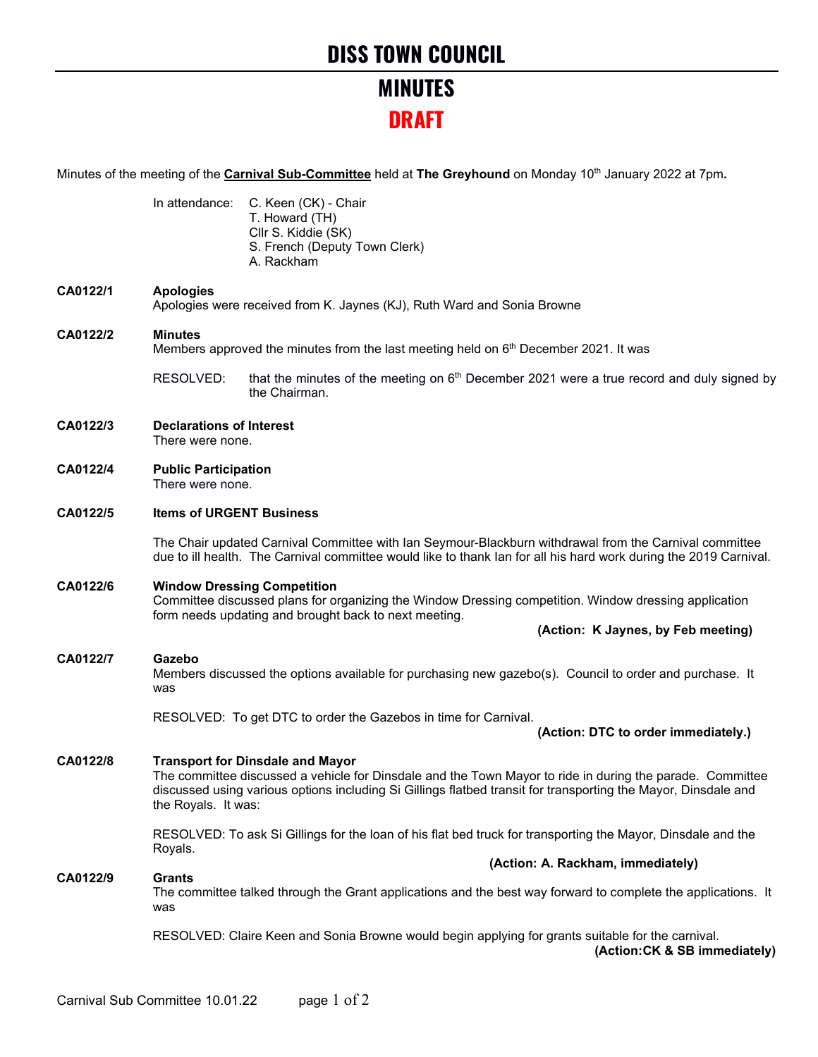# DISS TOWN COUNCIL

# MINUTES

# DRAFT

Minutes of the meeting of the **Carnival Sub-Committee** held at **The Greyhound** on Monday 10th January 2022 at 7pm**.**

In attendance: C. Keen (CK) - Chair
T. Howard (TH)
Cllr S. Kiddie (SK)
S. French (Deputy Town Clerk)
A. Rackham

**CA0122/1 Apologies**

Apologies were received from K. Jaynes (KJ), Ruth Ward and Sonia Browne

**CA0122/2 Minutes**

Members approved the minutes from the last meeting held on 6th December 2021. It was

RESOLVED: that the minutes of the meeting on 6th December 2021 were a true record and duly signed by the Chairman.

**CA0122/3 Declarations of Interest**

There were none.

**CA0122/4 Public Participation**

There were none.

**CA0122/5 Items of URGENT Business**

The Chair updated Carnival Committee with Ian Seymour-Blackburn withdrawal from the Carnival committee due to ill health. The Carnival committee would like to thank Ian for all his hard work during the 2019 Carnival.

**CA0122/6 Window Dressing Competition**

Committee discussed plans for organizing the Window Dressing competition. Window dressing application form needs updating and brought back to next meeting.

**(Action: K Jaynes, by Feb meeting)**

**CA0122/7 Gazebo**

Members discussed the options available for purchasing new gazebo(s). Council to order and purchase. It was

RESOLVED: To get DTC to order the Gazebos in time for Carnival.

**(Action: DTC to order immediately.)**

**CA0122/8 Transport for Dinsdale and Mayor**

The committee discussed a vehicle for Dinsdale and the Town Mayor to ride in during the parade. Committee discussed using various options including Si Gillings flatbed transit for transporting the Mayor, Dinsdale and the Royals. It was:

RESOLVED: To ask Si Gillings for the loan of his flat bed truck for transporting the Mayor, Dinsdale and the Royals.

**(Action: A. Rackham, immediately)**

**CA0122/9 Grants**

The committee talked through the Grant applications and the best way forward to complete the applications. It was

RESOLVED: Claire Keen and Sonia Browne would begin applying for grants suitable for the carnival.

**(Action:CK & SB immediately)**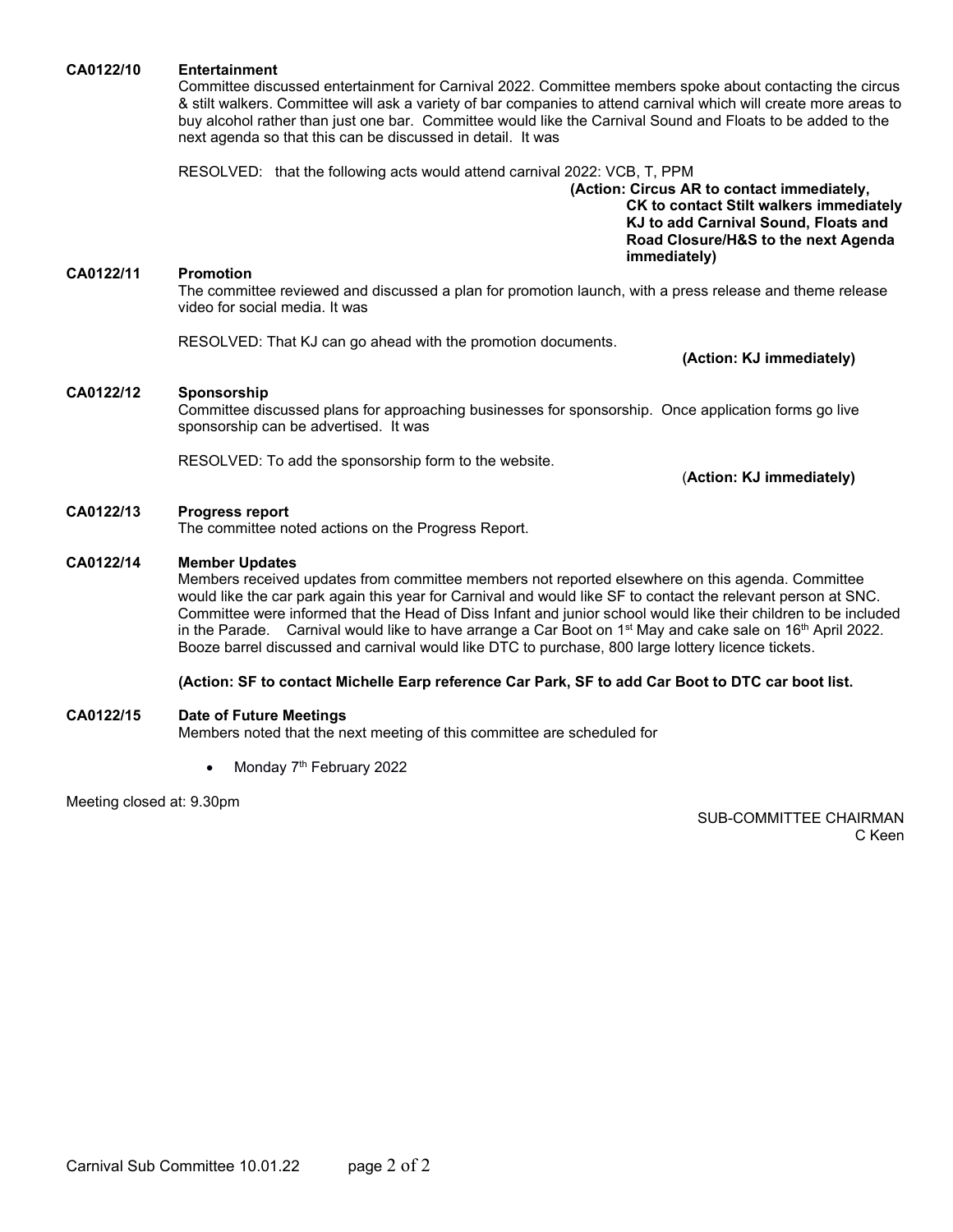**CA0122/10 Entertainment**

Committee discussed entertainment for Carnival 2022. Committee members spoke about contacting the circus & stilt walkers. Committee will ask a variety of bar companies to attend carnival which will create more areas to buy alcohol rather than just one bar. Committee would like the Carnival Sound and Floats to be added to the next agenda so that this can be discussed in detail. It was

RESOLVED: that the following acts would attend carnival 2022: VCB, T, PPM

**(Action: Circus AR to contact immediately,
CK to contact Stilt walkers immediately
KJ to add Carnival Sound, Floats and Road Closure/H&S to the next Agenda immediately)**

**CA0122/11 Promotion**

The committee reviewed and discussed a plan for promotion launch, with a press release and theme release video for social media. It was

RESOLVED: That KJ can go ahead with the promotion documents.

**(Action: KJ immediately)**

**CA0122/12 Sponsorship**

Committee discussed plans for approaching businesses for sponsorship. Once application forms go live sponsorship can be advertised. It was

RESOLVED: To add the sponsorship form to the website.

(**Action: KJ immediately)**

**CA0122/13 Progress report**

The committee noted actions on the Progress Report.

**CA0122/14 Member Updates**

Members received updates from committee members not reported elsewhere on this agenda. Committee would like the car park again this year for Carnival and would like SF to contact the relevant person at SNC. Committee were informed that the Head of Diss Infant and junior school would like their children to be included in the Parade. Carnival would like to have arrange a Car Boot on 1st May and cake sale on 16th April 2022. Booze barrel discussed and carnival would like DTC to purchase, 800 large lottery licence tickets.

**(Action: SF to contact Michelle Earp reference Car Park, SF to add Car Boot to DTC car boot list.**

**CA0122/15 Date of Future Meetings**

Members noted that the next meeting of this committee are scheduled for

- Monday 7th February 2022

Meeting closed at: 9.30pm

SUB-COMMITTEE CHAIRMAN
C Keen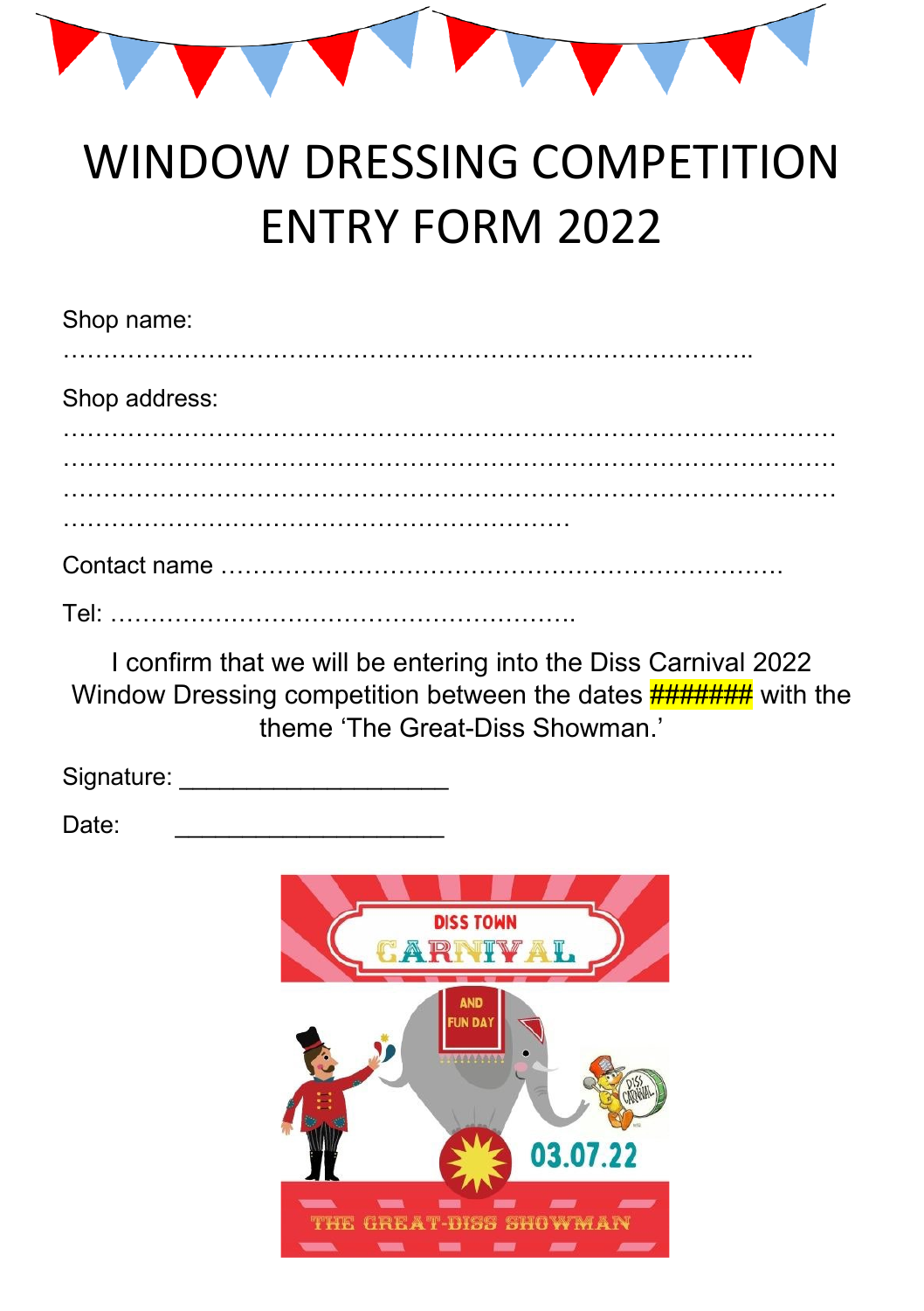# WINDOW DRESSING COMPETITION ENTRY FORM 2022

Shop name: ……………………………………………………………………………..

Shop address: ……………………………………………………………………………………
……………………………………………………………………………………
……………………………………………………………………………………
…………………………………………………………

Contact name ……………………………………………………………

Tel: …………………………………………………..

I confirm that we will be entering into the Diss Carnival 2022 Window Dressing competition between the dates ######## with the theme 'The Great-Diss Showman.'

Signature: ____________________

Date: ____________________

DISS TOWN CARNIVAL AND FUN DAY

03.07.22

THE GREAT-DISS SHOWMAN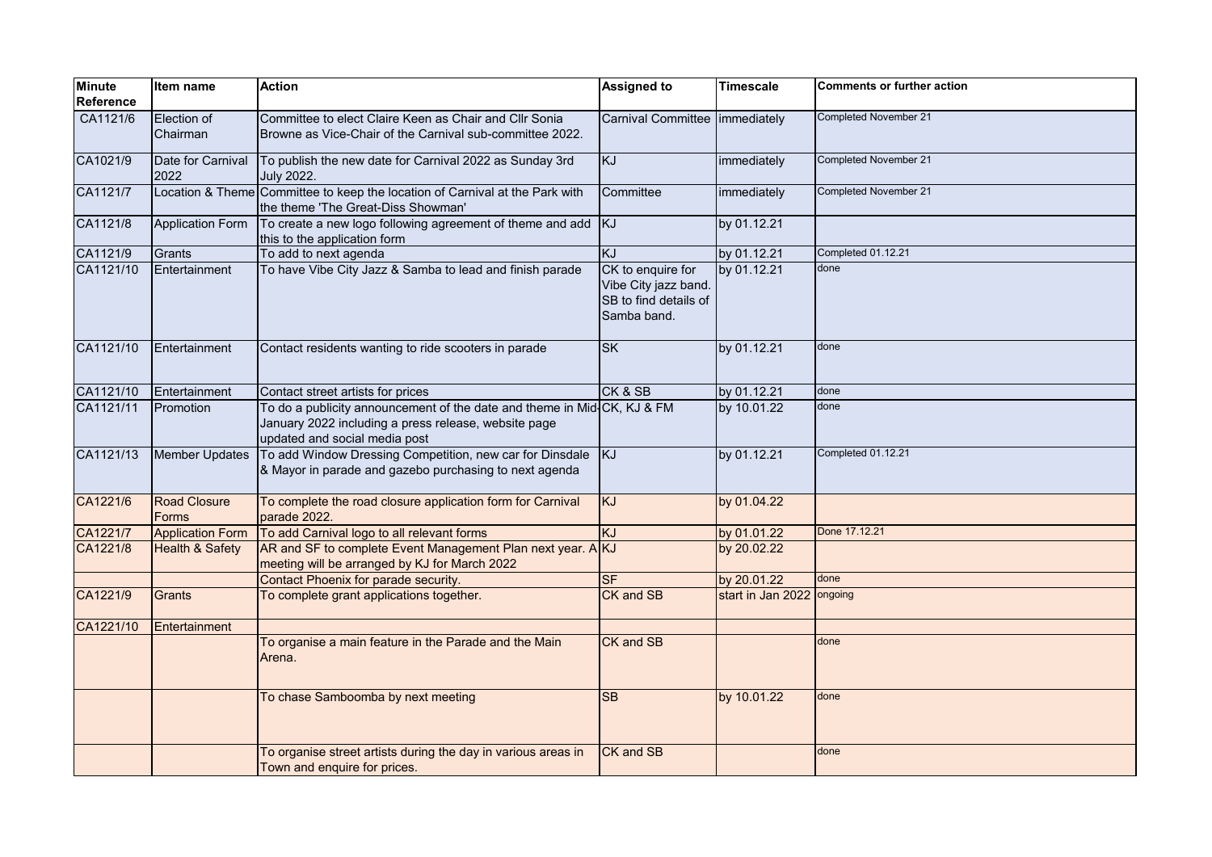| Minute Reference | Item name | Action | Assigned to | Timescale | Comments or further action |
|---|---|---|---|---|---|
| CA1121/6 | Election of Chairman | Committee to elect Claire Keen as Chair and Cllr Sonia Browne as Vice-Chair of the Carnival sub-committee 2022. | Carnival Committee | immediately | Completed November 21 |
| CA1021/9 | Date for Carnival 2022 | To publish the new date for Carnival 2022 as Sunday 3rd July 2022. | KJ | immediately | Completed November 21 |
| CA1121/7 | Location & Theme | Committee to keep the location of Carnival at the Park with the theme 'The Great-Diss Showman' | Committee | immediately | Completed November 21 |
| CA1121/8 | Application Form | To create a new logo following agreement of theme and add this to the application form | KJ | by 01.12.21 | |
| CA1121/9 | Grants | To add to next agenda | KJ | by 01.12.21 | Completed 01.12.21 |
| CA1121/10 | Entertainment | To have Vibe City Jazz & Samba to lead and finish parade | CK to enquire for Vibe City jazz band. SB to find details of Samba band. | by 01.12.21 | done |
| CA1121/10 | Entertainment | Contact residents wanting to ride scooters in parade | SK | by 01.12.21 | done |
| CA1121/10 | Entertainment | Contact street artists for prices | CK & SB | by 01.12.21 | done |
| CA1121/11 | Promotion | To do a publicity announcement of the date and theme in Mid-January 2022 including a press release, website page updated and social media post | CK, KJ & FM | by 10.01.22 | done |
| CA1121/13 | Member Updates | To add Window Dressing Competition, new car for Dinsdale & Mayor in parade and gazebo purchasing to next agenda | KJ | by 01.12.21 | Completed 01.12.21 |
| CA1221/6 | Road Closure Forms | To complete the road closure application form for Carnival parade 2022. | KJ | by 01.04.22 | |
| CA1221/7 | Application Form | To add Carnival logo to all relevant forms | KJ | by 01.01.22 | Done 17.12.21 |
| CA1221/8 | Health & Safety | AR and SF to complete Event Management Plan next year. A meeting will be arranged by KJ for March 2022 | KJ | by 20.02.22 | |
| | | Contact Phoenix for parade security. | SF | by 20.01.22 | done |
| CA1221/9 | Grants | To complete grant applications together. | CK and SB | start in Jan 2022 | ongoing |
| CA1221/10 | Entertainment | | | | |
| | | To organise a main feature in the Parade and the Main Arena. | CK and SB | | done |
| | | To chase Samboomba by next meeting | SB | by 10.01.22 | done |
| | | To organise street artists during the day in various areas in Town and enquire for prices. | CK and SB | | done |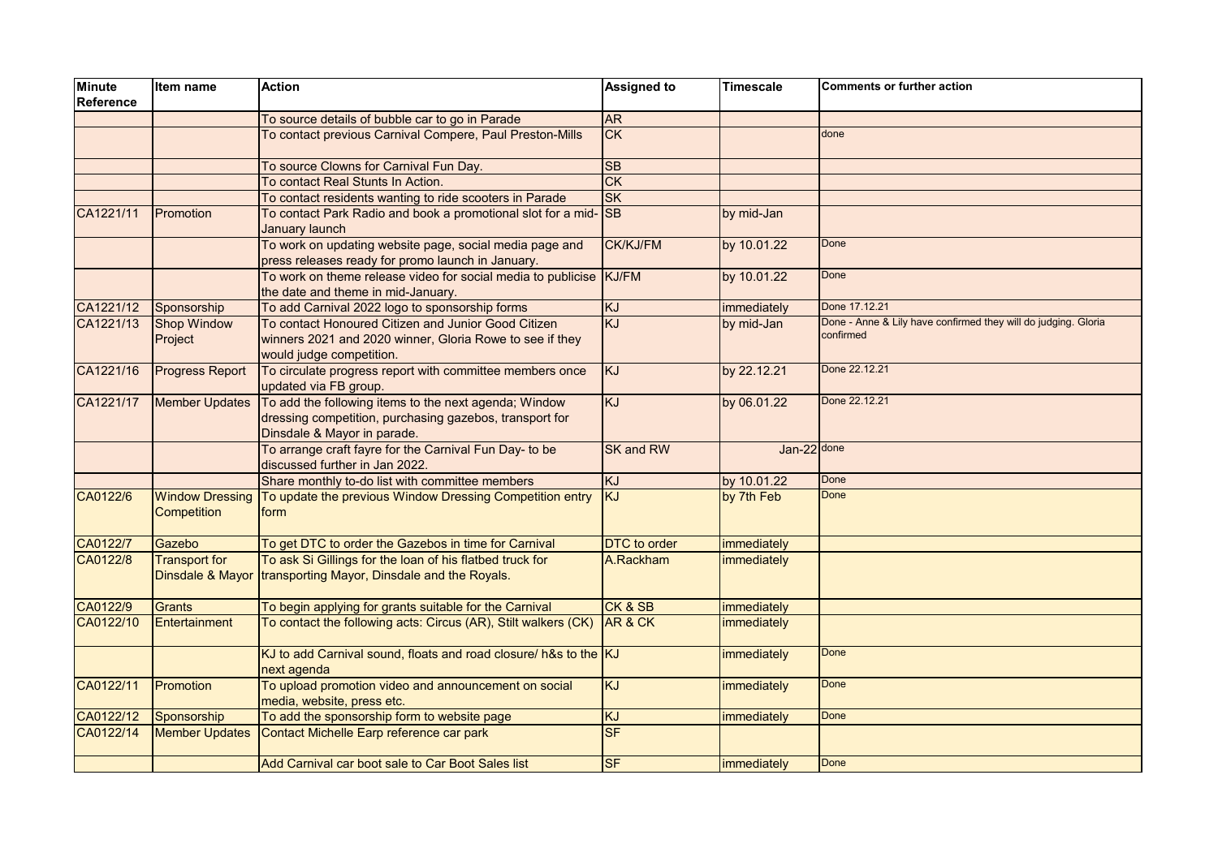| Minute Reference | Item name | Action | Assigned to | Timescale | Comments or further action |
|---|---|---|---|---|---|
| | | To source details of bubble car to go in Parade | AR | | |
| | | To contact previous Carnival Compere, Paul Preston-Mills | CK | | done |
| | | To source Clowns for Carnival Fun Day. | SB | | |
| | | To contact Real Stunts In Action. | CK | | |
| | | To contact residents wanting to ride scooters in Parade | SK | | |
| CA1221/11 | Promotion | To contact Park Radio and book a promotional slot for a mid-January launch | SB | by mid-Jan | |
| | | To work on updating website page, social media page and press releases ready for promo launch in January. | CK/KJ/FM | by 10.01.22 | Done |
| | | To work on theme release video for social media to publicise the date and theme in mid-January. | KJ/FM | by 10.01.22 | Done |
| CA1221/12 | Sponsorship | To add Carnival 2022 logo to sponsorship forms | KJ | immediately | Done 17.12.21 |
| CA1221/13 | Shop Window Project | To contact Honoured Citizen and Junior Good Citizen winners 2021 and 2020 winner, Gloria Rowe to see if they would judge competition. | KJ | by mid-Jan | Done - Anne & Lily have confirmed they will do judging. Gloria confirmed |
| CA1221/16 | Progress Report | To circulate progress report with committee members once updated via FB group. | KJ | by 22.12.21 | Done 22.12.21 |
| CA1221/17 | Member Updates | To add the following items to the next agenda; Window dressing competition, purchasing gazebos, transport for Dinsdale & Mayor in parade. | KJ | by 06.01.22 | Done 22.12.21 |
| | | To arrange craft fayre for the Carnival Fun Day- to be discussed further in Jan 2022. | SK and RW | Jan-22 | done |
| | | Share monthly to-do list with committee members | KJ | by 10.01.22 | Done |
| CA0122/6 | Window Dressing Competition | To update the previous Window Dressing Competition entry form | KJ | by 7th Feb | Done |
| CA0122/7 | Gazebo | To get DTC to order the Gazebos in time for Carnival | DTC to order | immediately | |
| CA0122/8 | Transport for Dinsdale & Mayor | To ask Si Gillings for the loan of his flatbed truck for transporting Mayor, Dinsdale and the Royals. | A.Rackham | immediately | |
| CA0122/9 | Grants | To begin applying for grants suitable for the Carnival | CK & SB | immediately | |
| CA0122/10 | Entertainment | To contact the following acts: Circus (AR), Stilt walkers (CK) | AR & CK | immediately | |
| | | KJ to add Carnival sound, floats and road closure/ h&s to the next agenda | KJ | immediately | Done |
| CA0122/11 | Promotion | To upload promotion video and announcement on social media, website, press etc. | KJ | immediately | Done |
| CA0122/12 | Sponsorship | To add the sponsorship form to website page | KJ | immediately | Done |
| CA0122/14 | Member Updates | Contact Michelle Earp reference car park | SF | | |
| | | Add Carnival car boot sale to Car Boot Sales list | SF | immediately | Done |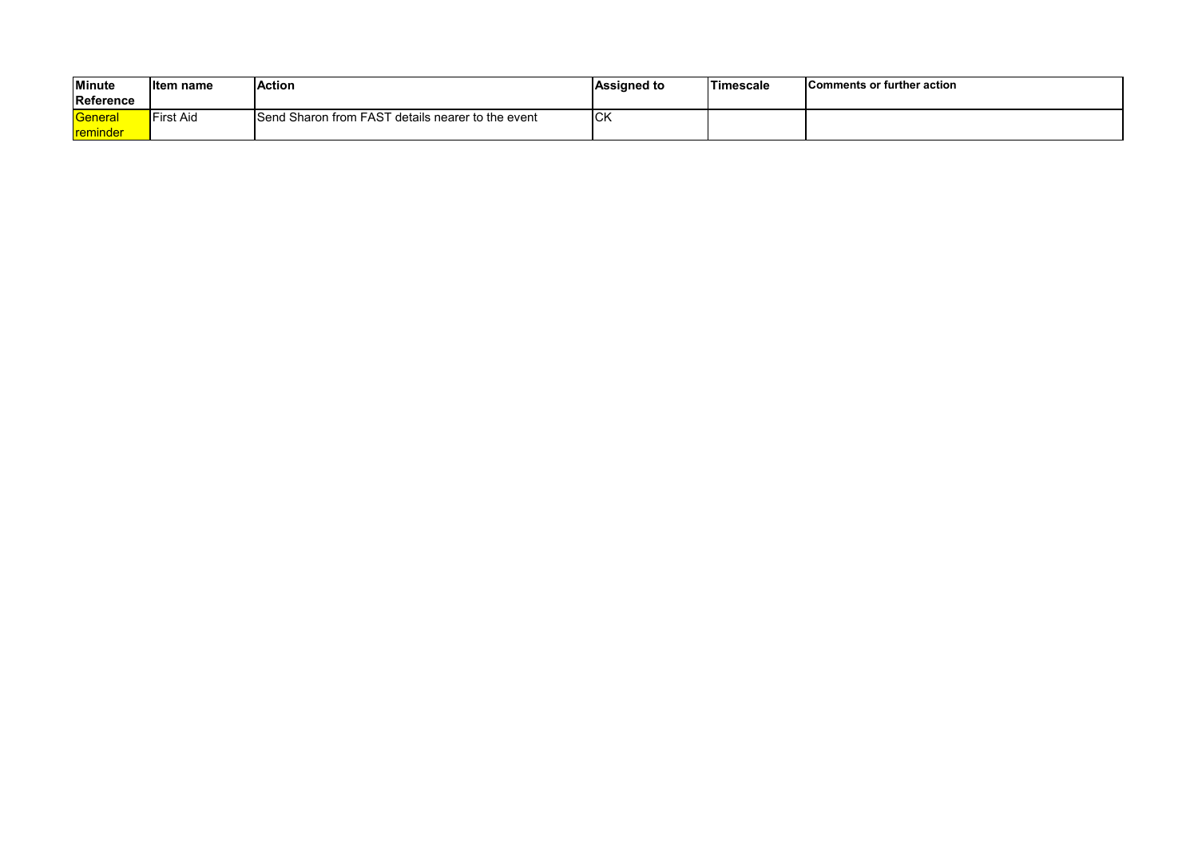| Minute Reference | Item name | Action | Assigned to | Timescale | Comments or further action |
|---|---|---|---|---|---|
| General reminder | First Aid | Send Sharon from FAST details nearer to the event | CK | | |